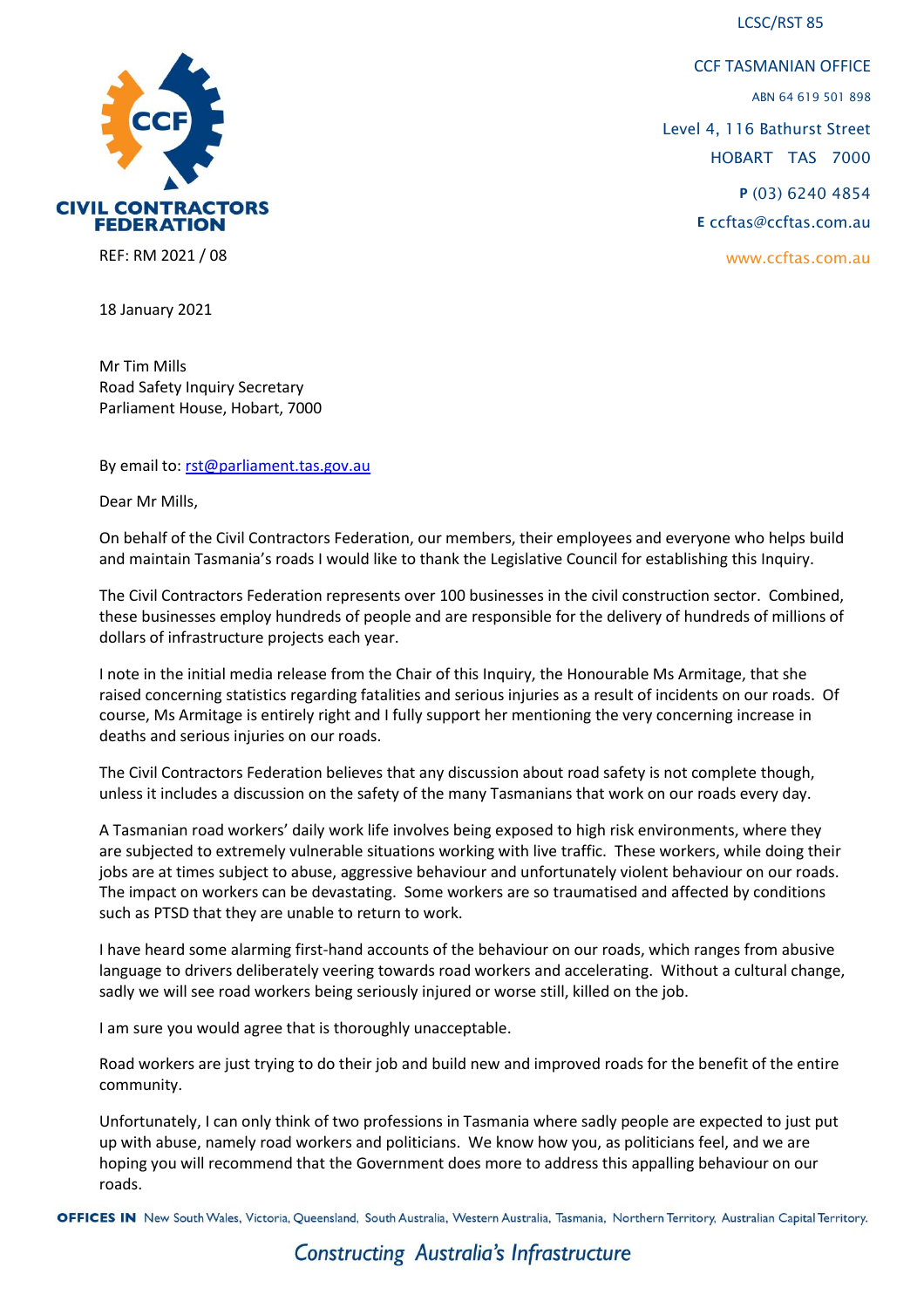LCSC/RST 85

**CIVIL CONTRACTORS FEDERATION**

CCF TASMANIAN OFFICE
ABN 64 619 501 898
Level 4, 116 Bathurst Street
HOBART TAS 7000
**P** (03) 6240 4854
**E** ccftas@ccftas.com.au
www.ccftas.com.au

REF: RM 2021 / 08

18 January 2021

Mr Tim Mills
Road Safety Inquiry Secretary
Parliament House, Hobart, 7000

By email to: rst@parliament.tas.gov.au

Dear Mr Mills,

On behalf of the Civil Contractors Federation, our members, their employees and everyone who helps build and maintain Tasmania's roads I would like to thank the Legislative Council for establishing this Inquiry.

The Civil Contractors Federation represents over 100 businesses in the civil construction sector. Combined, these businesses employ hundreds of people and are responsible for the delivery of hundreds of millions of dollars of infrastructure projects each year.

I note in the initial media release from the Chair of this Inquiry, the Honourable Ms Armitage, that she raised concerning statistics regarding fatalities and serious injuries as a result of incidents on our roads. Of course, Ms Armitage is entirely right and I fully support her mentioning the very concerning increase in deaths and serious injuries on our roads.

The Civil Contractors Federation believes that any discussion about road safety is not complete though, unless it includes a discussion on the safety of the many Tasmanians that work on our roads every day.

A Tasmanian road workers' daily work life involves being exposed to high risk environments, where they are subjected to extremely vulnerable situations working with live traffic. These workers, while doing their jobs are at times subject to abuse, aggressive behaviour and unfortunately violent behaviour on our roads. The impact on workers can be devastating. Some workers are so traumatised and affected by conditions such as PTSD that they are unable to return to work.

I have heard some alarming first-hand accounts of the behaviour on our roads, which ranges from abusive language to drivers deliberately veering towards road workers and accelerating. Without a cultural change, sadly we will see road workers being seriously injured or worse still, killed on the job.

I am sure you would agree that is thoroughly unacceptable.

Road workers are just trying to do their job and build new and improved roads for the benefit of the entire community.

Unfortunately, I can only think of two professions in Tasmania where sadly people are expected to just put up with abuse, namely road workers and politicians. We know how you, as politicians feel, and we are hoping you will recommend that the Government does more to address this appalling behaviour on our roads.

**OFFICES IN** New South Wales, Victoria, Queensland, South Australia, Western Australia, Tasmania, Northern Territory, Australian Capital Territory.

*Constructing Australia's Infrastructure*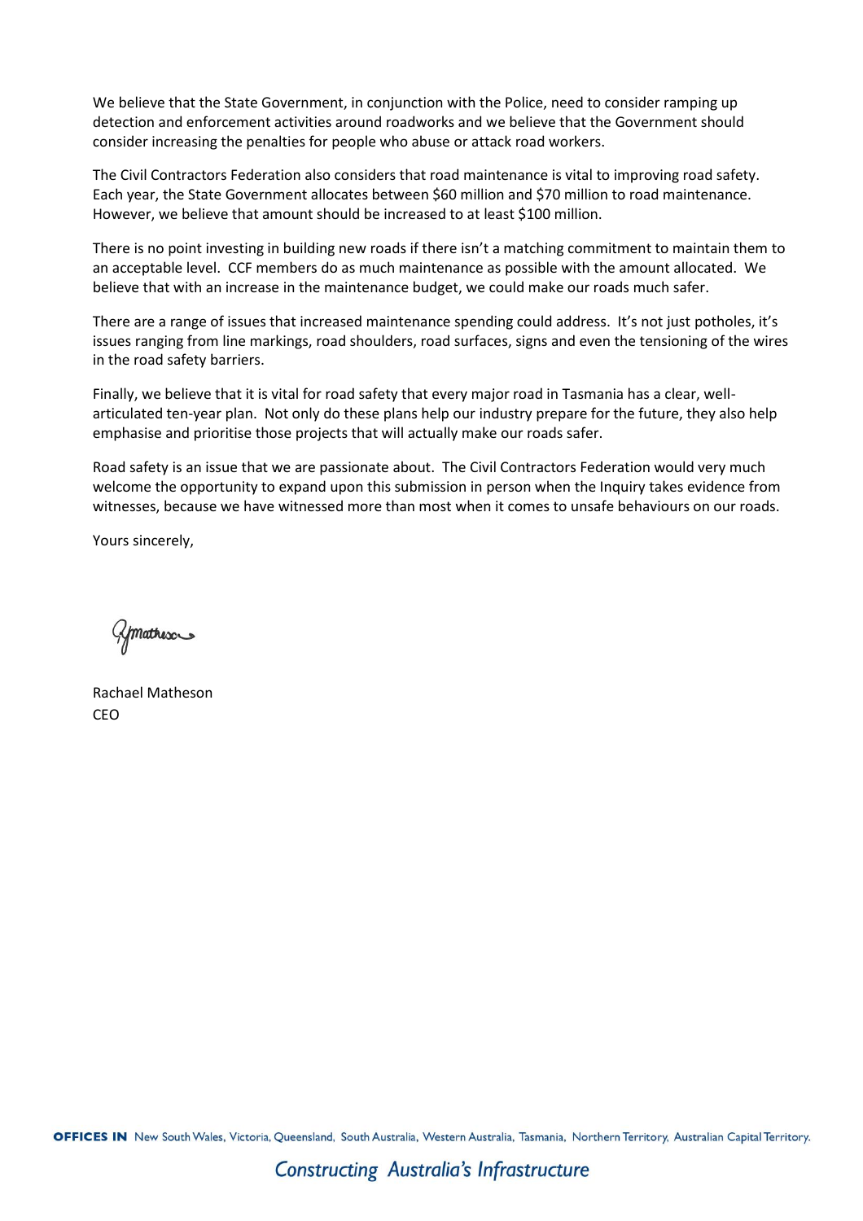We believe that the State Government, in conjunction with the Police, need to consider ramping up detection and enforcement activities around roadworks and we believe that the Government should consider increasing the penalties for people who abuse or attack road workers.

The Civil Contractors Federation also considers that road maintenance is vital to improving road safety. Each year, the State Government allocates between $60 million and $70 million to road maintenance. However, we believe that amount should be increased to at least $100 million.

There is no point investing in building new roads if there isn't a matching commitment to maintain them to an acceptable level. CCF members do as much maintenance as possible with the amount allocated. We believe that with an increase in the maintenance budget, we could make our roads much safer.

There are a range of issues that increased maintenance spending could address. It's not just potholes, it's issues ranging from line markings, road shoulders, road surfaces, signs and even the tensioning of the wires in the road safety barriers.

Finally, we believe that it is vital for road safety that every major road in Tasmania has a clear, well-articulated ten-year plan. Not only do these plans help our industry prepare for the future, they also help emphasise and prioritise those projects that will actually make our roads safer.

Road safety is an issue that we are passionate about. The Civil Contractors Federation would very much welcome the opportunity to expand upon this submission in person when the Inquiry takes evidence from witnesses, because we have witnessed more than most when it comes to unsafe behaviours on our roads.

Yours sincerely,

Rachael Matheson
CEO

**OFFICES IN** New South Wales, Victoria, Queensland, South Australia, Western Australia, Tasmania, Northern Territory, Australian Capital Territory.

*Constructing Australia's Infrastructure*